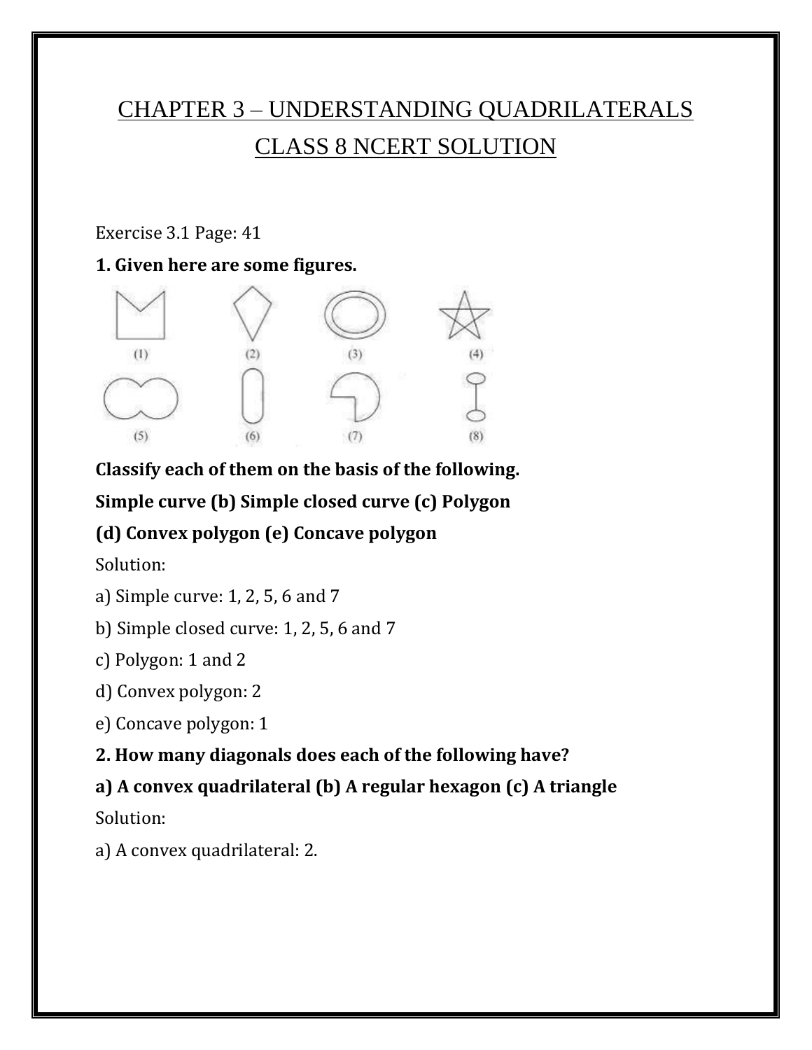# CHAPTER 3 – UNDERSTANDING QUADRILATERALS

# CLASS 8 NCERT SOLUTION

Exercise 3.1 Page: 41

**1. Given here are some figures.**

**Classify each of them on the basis of the following.**

**Simple curve (b) Simple closed curve (c) Polygon**

**(d) Convex polygon (e) Concave polygon**

Solution:

a) Simple curve: 1, 2, 5, 6 and 7

b) Simple closed curve: 1, 2, 5, 6 and 7

c) Polygon: 1 and 2

d) Convex polygon: 2

e) Concave polygon: 1

**2. How many diagonals does each of the following have?**

**a) A convex quadrilateral (b) A regular hexagon (c) A triangle**

Solution:

a) A convex quadrilateral: 2.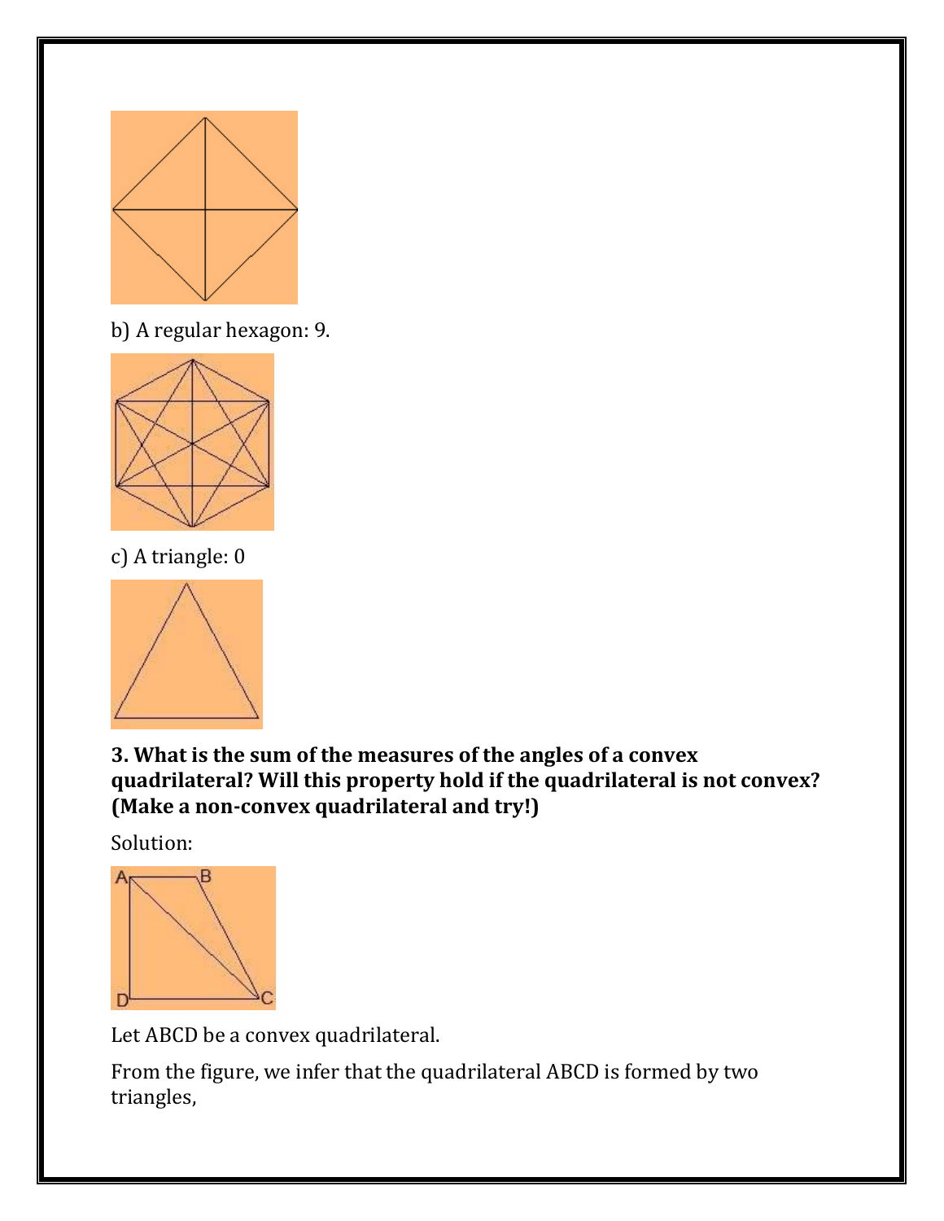b) A regular hexagon: 9.

c) A triangle: 0

**3. What is the sum of the measures of the angles of a convex quadrilateral? Will this property hold if the quadrilateral is not convex? (Make a non-convex quadrilateral and try!)**

Solution:

Let ABCD be a convex quadrilateral.

From the figure, we infer that the quadrilateral ABCD is formed by two triangles,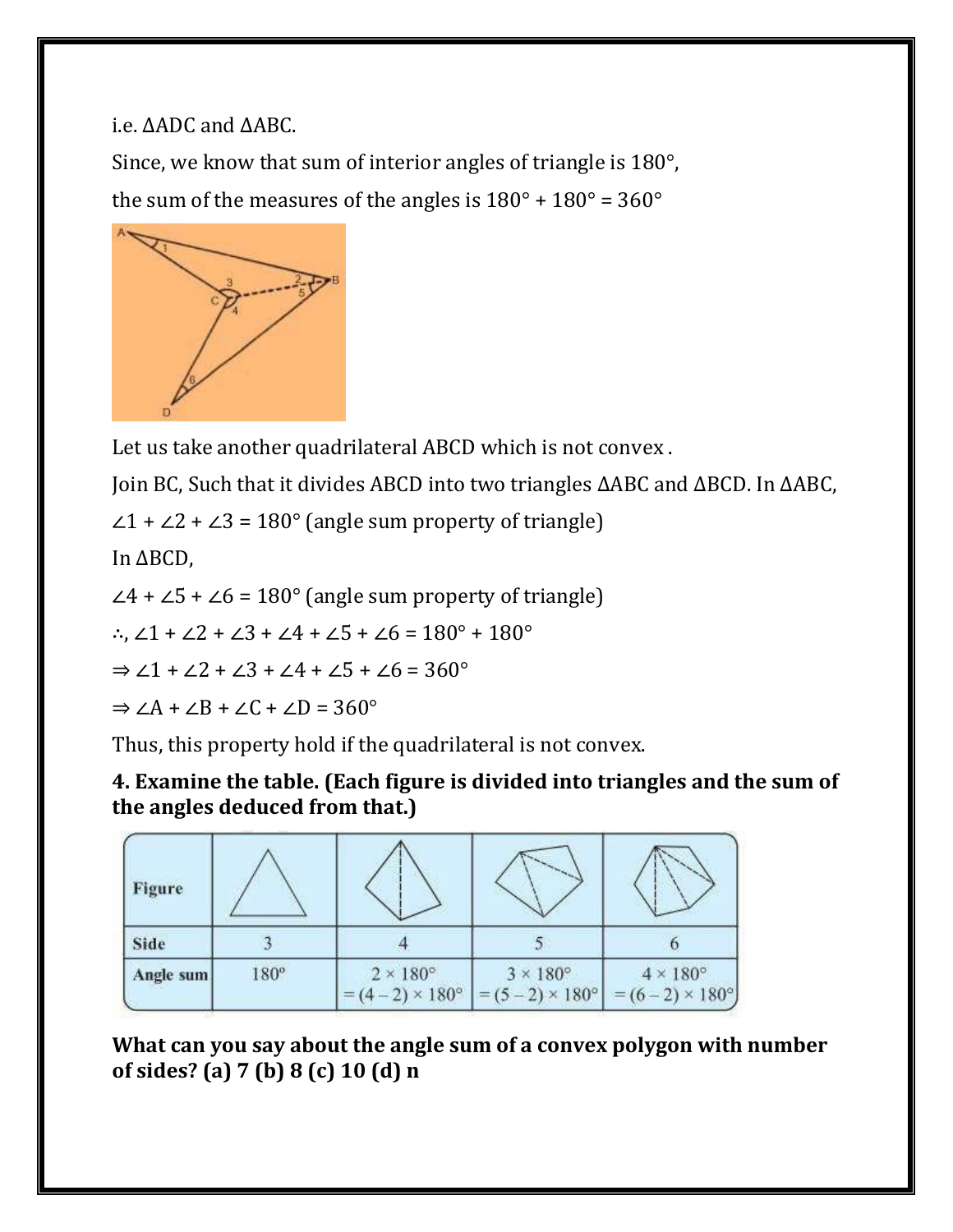i.e. $\Delta ADC$ and $\Delta ABC$.

Since, we know that sum of interior angles of triangle is 180°,

the sum of the measures of the angles is 180° + 180° = 360°

Let us take another quadrilateral ABCD which is not convex .

Join BC, Such that it divides ABCD into two triangles $\Delta ABC$ and $\Delta BCD$. In $\Delta ABC$,

$\angle 1 + \angle 2 + \angle 3 = 180°$ (angle sum property of triangle)

In $\Delta BCD$,

$\angle 4 + \angle 5 + \angle 6 = 180°$ (angle sum property of triangle)

$\therefore$, $\angle 1 + \angle 2 + \angle 3 + \angle 4 + \angle 5 + \angle 6 = 180° + 180°$

$\Rightarrow \angle 1 + \angle 2 + \angle 3 + \angle 4 + \angle 5 + \angle 6 = 360°$

$\Rightarrow \angle A + \angle B + \angle C + \angle D = 360°$

Thus, this property hold if the quadrilateral is not convex.

**4. Examine the table. (Each figure is divided into triangles and the sum of the angles deduced from that.)**

| Figure | | | | |
|---|---|---|---|---|
| Side | 3 | 4 | 5 | 6 |
| Angle sum | 180° | $2 \times 180°$ $= (4-2) \times 180°$ | $3 \times 180°$ $= (5-2) \times 180°$ | $4 \times 180°$ $= (6-2) \times 180°$ |

**What can you say about the angle sum of a convex polygon with number of sides? (a) 7 (b) 8 (c) 10 (d) n**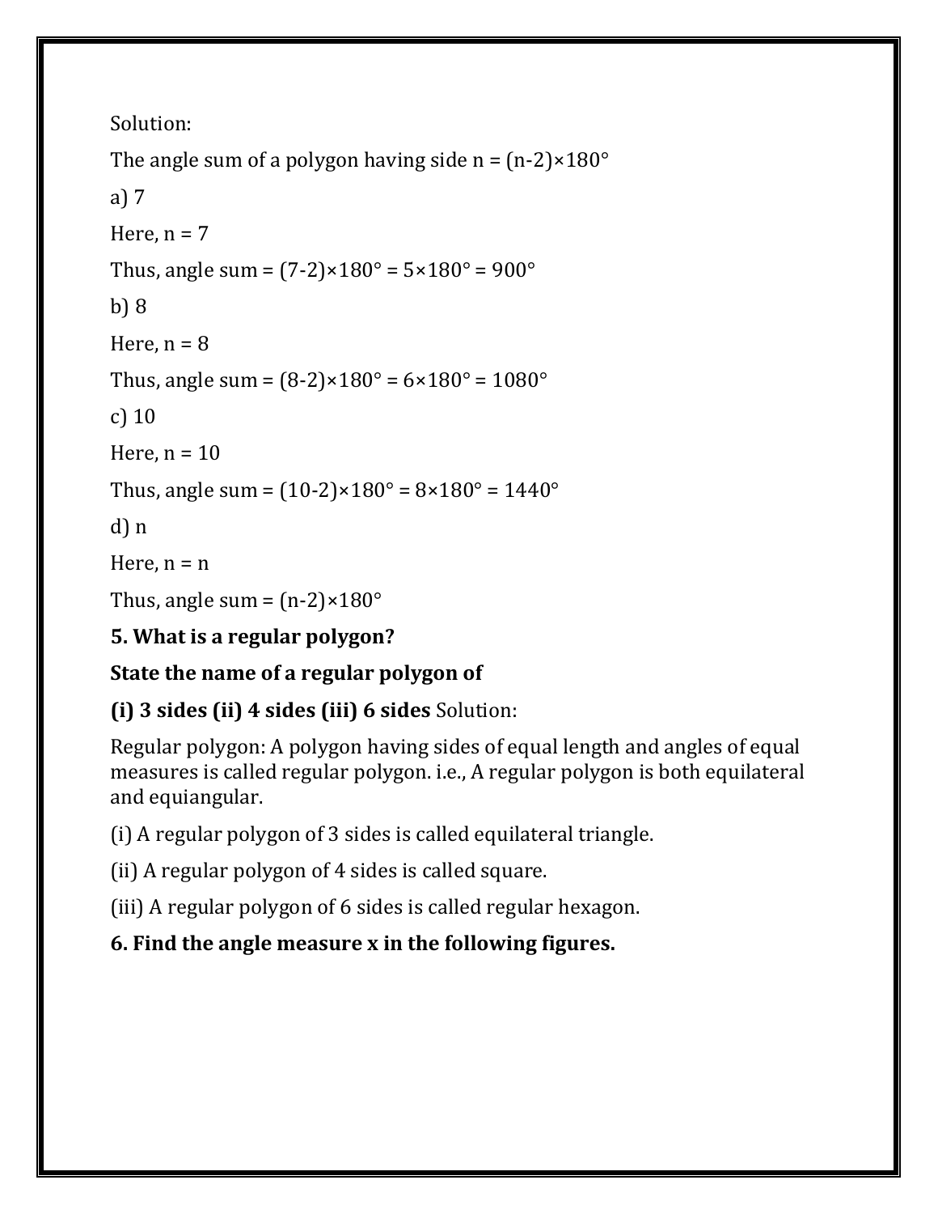Solution:

The angle sum of a polygon having side n = $(n-2)\times180°$

a) 7

Here, n = 7

Thus, angle sum = $(7-2)\times180° = 5\times180° = 900°$

b) 8

Here, n = 8

Thus, angle sum = $(8-2)\times180° = 6\times180° = 1080°$

c) 10

Here, n = 10

Thus, angle sum = $(10-2)\times180° = 8\times180° = 1440°$

d) n

Here, n = n

Thus, angle sum = $(n-2)\times180°$

**5. What is a regular polygon?**

**State the name of a regular polygon of**

**(i) 3 sides (ii) 4 sides (iii) 6 sides** Solution:

Regular polygon: A polygon having sides of equal length and angles of equal measures is called regular polygon. i.e., A regular polygon is both equilateral and equiangular.

(i) A regular polygon of 3 sides is called equilateral triangle.

(ii) A regular polygon of 4 sides is called square.

(iii) A regular polygon of 6 sides is called regular hexagon.

**6. Find the angle measure x in the following figures.**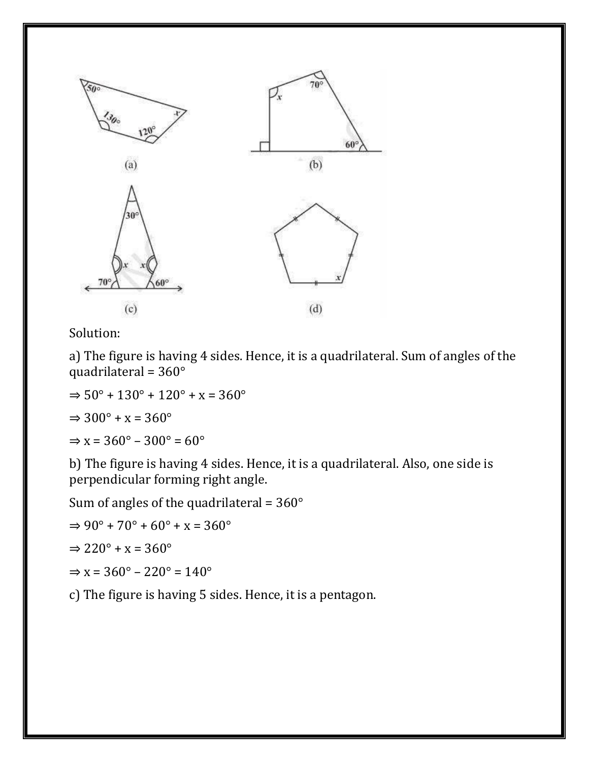(a)

(b)

(c)

(d)

Solution:

a) The figure is having 4 sides. Hence, it is a quadrilateral. Sum of angles of the quadrilateral = 360°

$\Rightarrow 50° + 130° + 120° + x = 360°$

$\Rightarrow 300° + x = 360°$

$\Rightarrow x = 360° – 300° = 60°$

b) The figure is having 4 sides. Hence, it is a quadrilateral. Also, one side is perpendicular forming right angle.

Sum of angles of the quadrilateral = 360°

$\Rightarrow 90° + 70° + 60° + x = 360°$

$\Rightarrow 220° + x = 360°$

$\Rightarrow x = 360° – 220° = 140°$

c) The figure is having 5 sides. Hence, it is a pentagon.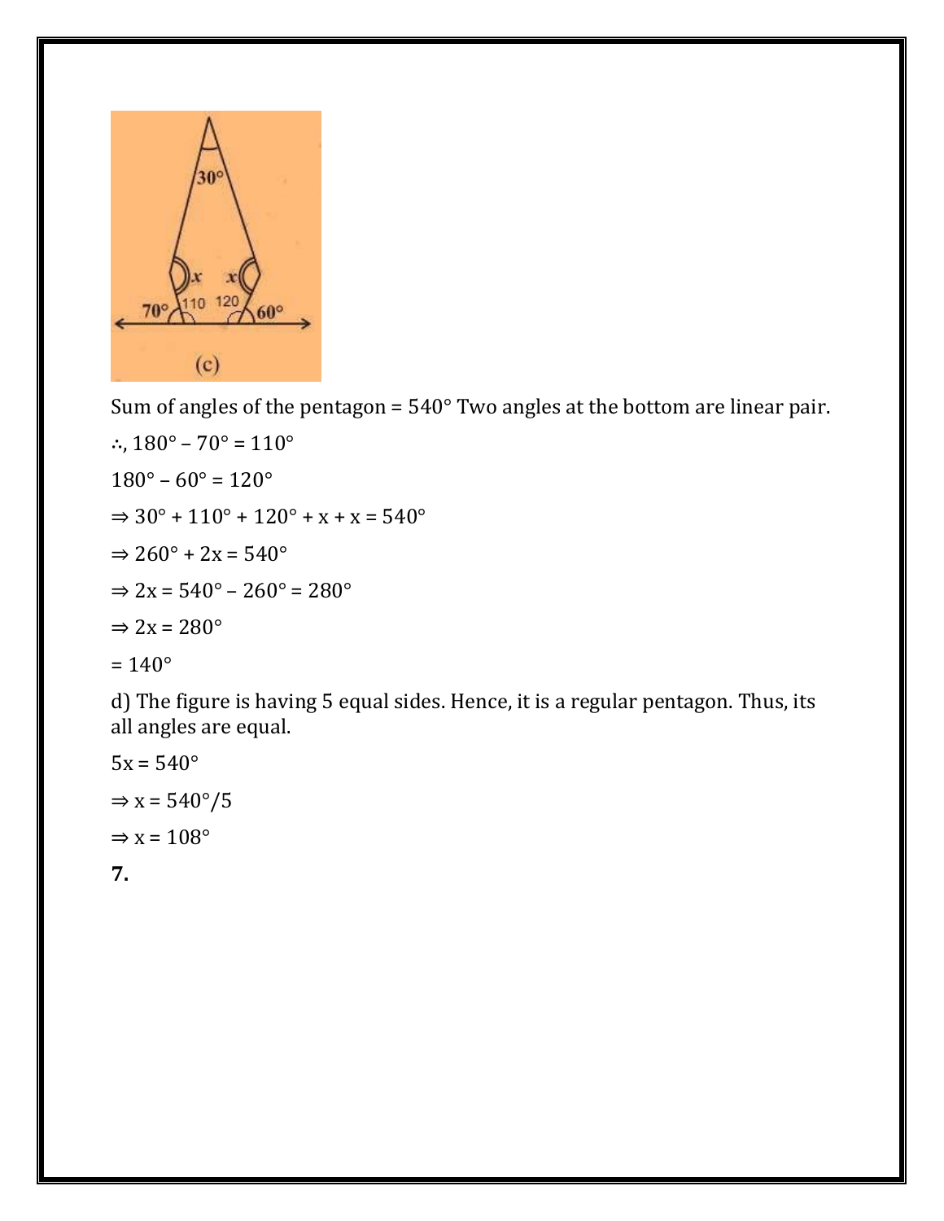Sum of angles of the pentagon = 540° Two angles at the bottom are linear pair.

∴, $180° – 70° = 110°$

$180° – 60° = 120°$

$\Rightarrow 30° + 110° + 120° + x + x = 540°$

$\Rightarrow 260° + 2x = 540°$

$\Rightarrow 2x = 540° – 260° = 280°$

$\Rightarrow 2x = 280°$

$= 140°$

d) The figure is having 5 equal sides. Hence, it is a regular pentagon. Thus, its all angles are equal.

$5x = 540°$

$\Rightarrow x = 540°/5$

$\Rightarrow x = 108°$

**7.**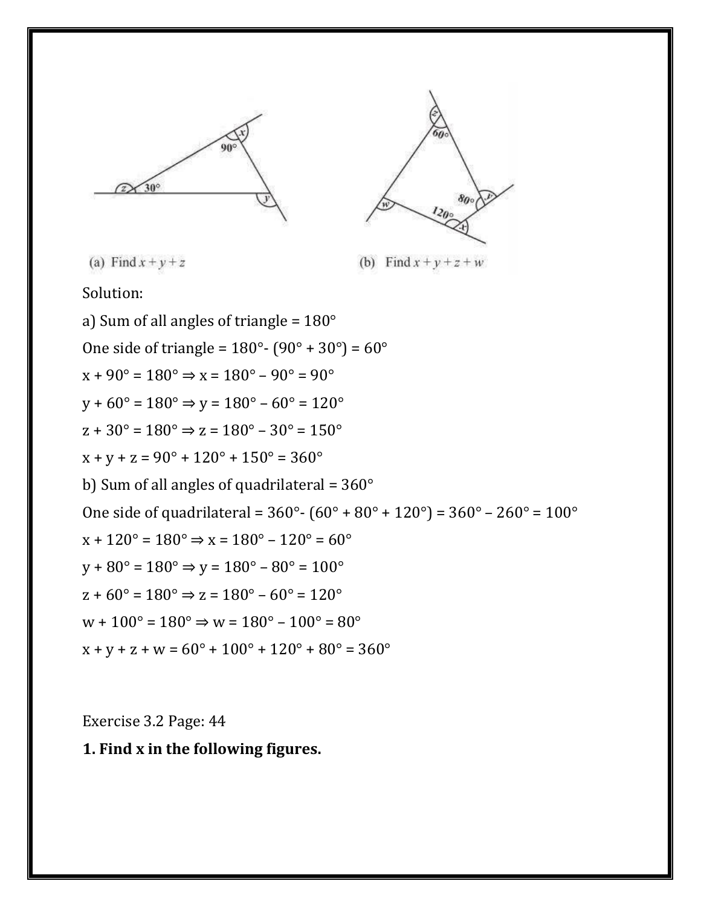(a) Find $x + y + z$

(b) Find $x + y + z + w$

Solution:

a) Sum of all angles of triangle = 180°

One side of triangle = 180°- (90° + 30°) = 60°

$x + 90° = 180° \Rightarrow x = 180° – 90° = 90°$

$y + 60° = 180° \Rightarrow y = 180° – 60° = 120°$

$z + 30° = 180° \Rightarrow z = 180° – 30° = 150°$

$x + y + z = 90° + 120° + 150° = 360°$

b) Sum of all angles of quadrilateral = 360°

One side of quadrilateral = 360°- (60° + 80° + 120°) = 360° – 260° = 100°

$x + 120° = 180° \Rightarrow x = 180° – 120° = 60°$

$y + 80° = 180° \Rightarrow y = 180° – 80° = 100°$

$z + 60° = 180° \Rightarrow z = 180° – 60° = 120°$

$w + 100° = 180° \Rightarrow w = 180° – 100° = 80°$

$x + y + z + w = 60° + 100° + 120° + 80° = 360°$

Exercise 3.2 Page: 44

**1. Find x in the following figures.**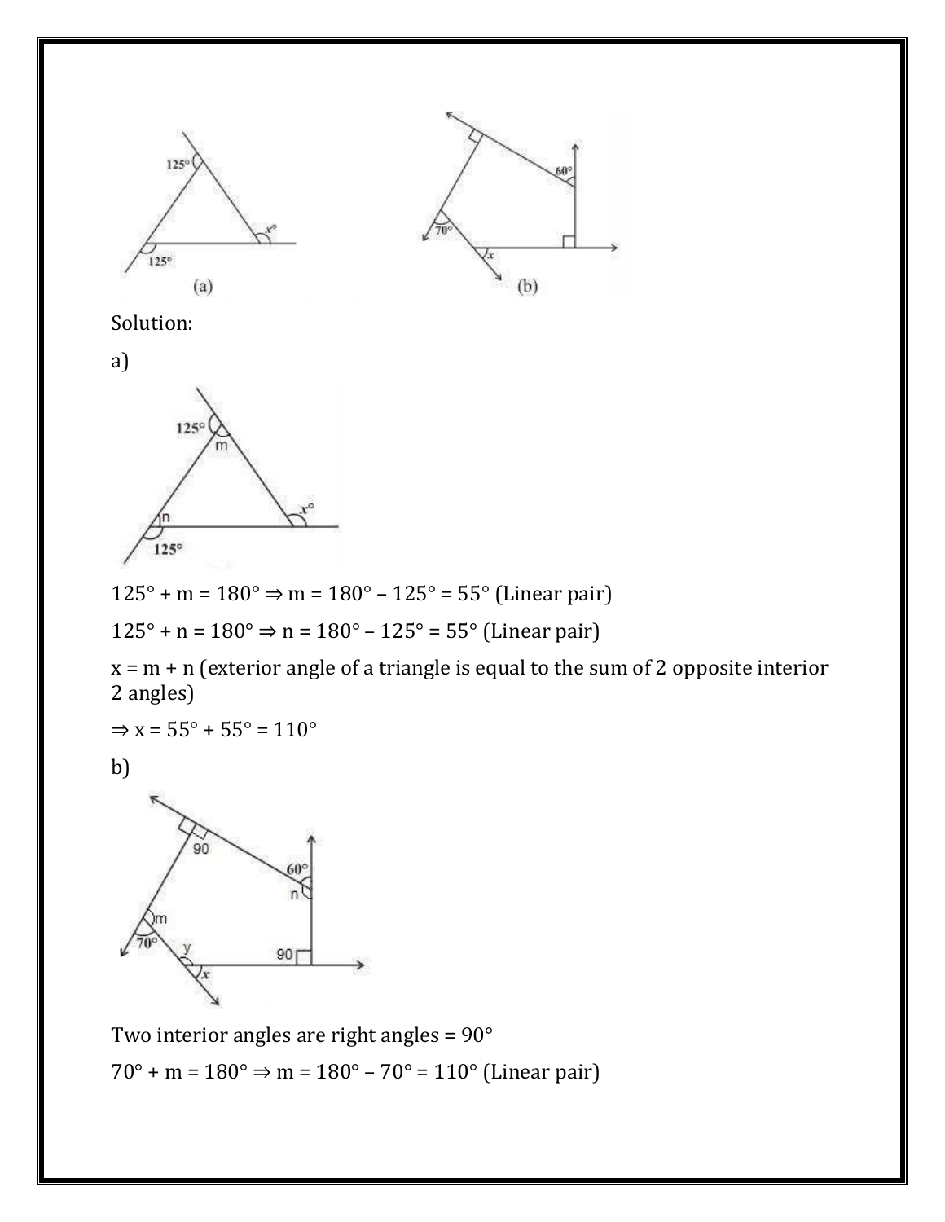Solution:

a)

$125° + m = 180° \Rightarrow m = 180° - 125° = 55°$ (Linear pair)

$125° + n = 180° \Rightarrow n = 180° - 125° = 55°$ (Linear pair)

$x = m + n$ (exterior angle of a triangle is equal to the sum of 2 opposite interior 2 angles)

$\Rightarrow x = 55° + 55° = 110°$

b)

Two interior angles are right angles = 90°

$70° + m = 180° \Rightarrow m = 180° - 70° = 110°$ (Linear pair)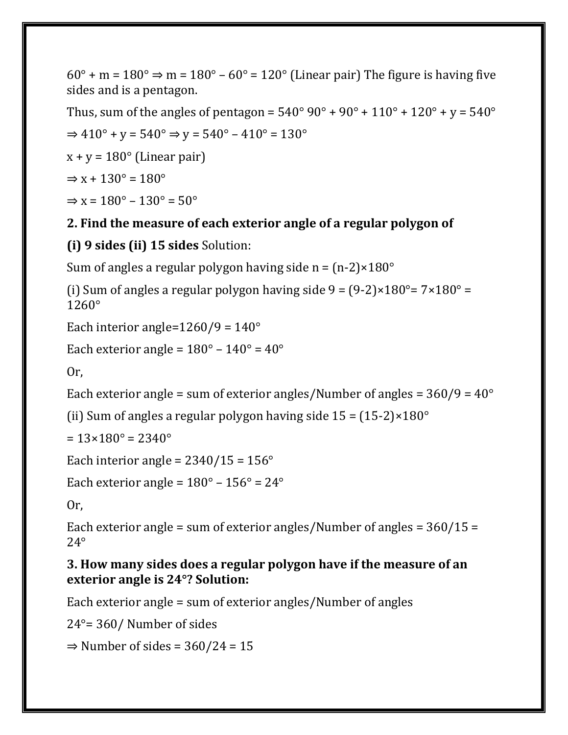$60° + m = 180° \Rightarrow m = 180° – 60° = 120°$ (Linear pair) The figure is having five sides and is a pentagon.

Thus, sum of the angles of pentagon = 540° $90° + 90° + 110° + 120° + y = 540°$

$\Rightarrow 410° + y = 540° \Rightarrow y = 540° – 410° = 130°$

$x + y = 180°$ (Linear pair)

$\Rightarrow x + 130° = 180°$

$\Rightarrow x = 180° – 130° = 50°$

**2. Find the measure of each exterior angle of a regular polygon of**

**(i) 9 sides (ii) 15 sides** Solution:

Sum of angles a regular polygon having side n = $(n-2)\times180°$

(i) Sum of angles a regular polygon having side 9 = $(9-2)\times180° = 7\times180° = 1260°$

Each interior angle=1260/9 = 140°

Each exterior angle = 180° – 140° = 40°

Or,

Each exterior angle = sum of exterior angles/Number of angles = 360/9 = 40°

(ii) Sum of angles a regular polygon having side 15 = $(15-2)\times180°$

$= 13\times180° = 2340°$

Each interior angle = 2340/15 = 156°

Each exterior angle = 180° – 156° = 24°

Or,

Each exterior angle = sum of exterior angles/Number of angles = 360/15 = 24°

**3. How many sides does a regular polygon have if the measure of an exterior angle is 24°? Solution:**

Each exterior angle = sum of exterior angles/Number of angles

24°= 360/ Number of sides

$\Rightarrow$ Number of sides = 360/24 = 15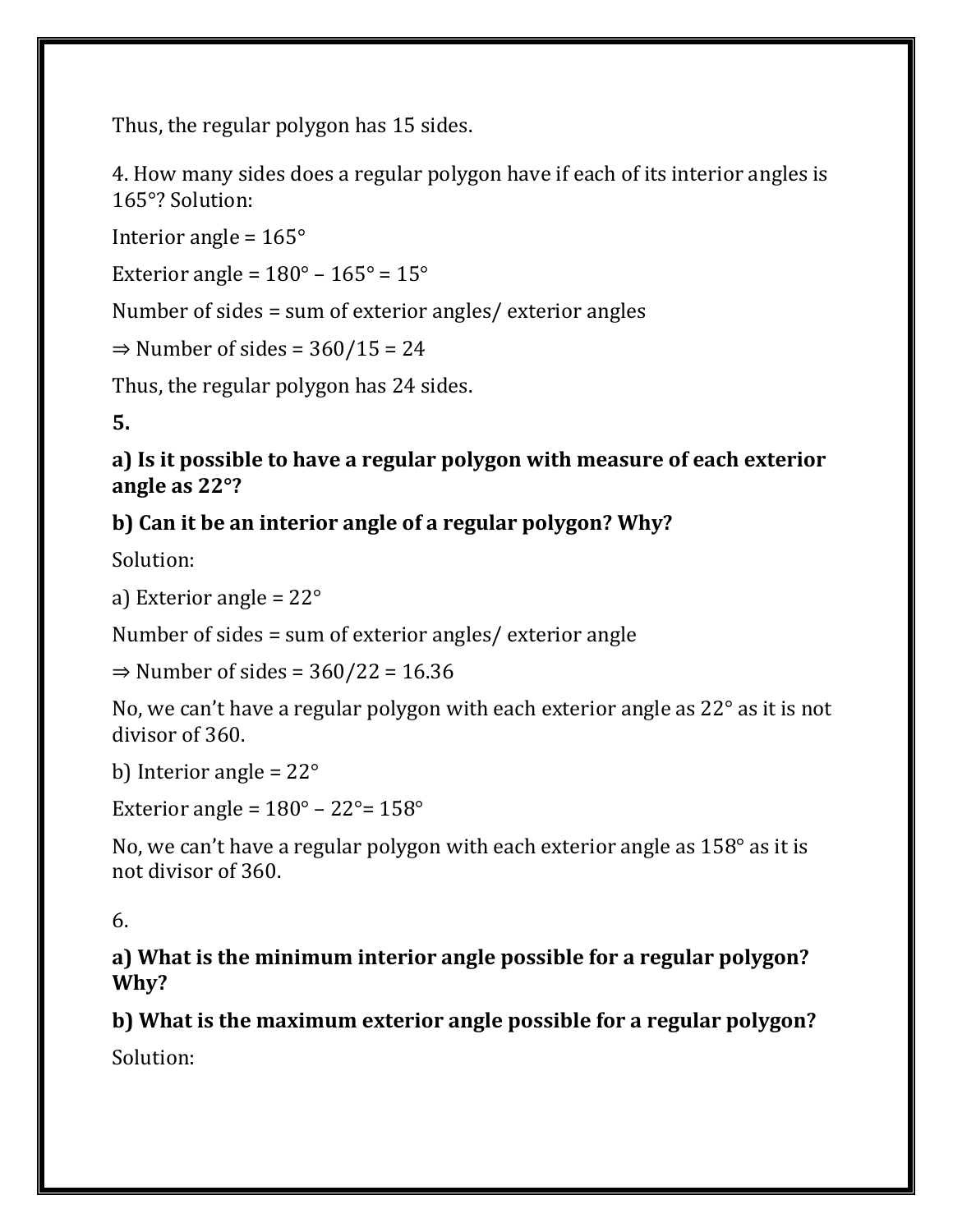Thus, the regular polygon has 15 sides.

4. How many sides does a regular polygon have if each of its interior angles is 165°? Solution:

Interior angle = 165°

Exterior angle = 180° – 165° = 15°

Number of sides = sum of exterior angles/ exterior angles

⇒ Number of sides = 360/15 = 24

Thus, the regular polygon has 24 sides.

**5.**

**a) Is it possible to have a regular polygon with measure of each exterior angle as 22°?**

**b) Can it be an interior angle of a regular polygon? Why?**

Solution:

a) Exterior angle = 22°

Number of sides = sum of exterior angles/ exterior angle

⇒ Number of sides = 360/22 = 16.36

No, we can't have a regular polygon with each exterior angle as 22° as it is not divisor of 360.

b) Interior angle = 22°

Exterior angle = 180° – 22°= 158°

No, we can't have a regular polygon with each exterior angle as 158° as it is not divisor of 360.

6.

**a) What is the minimum interior angle possible for a regular polygon? Why?**

**b) What is the maximum exterior angle possible for a regular polygon?**

Solution: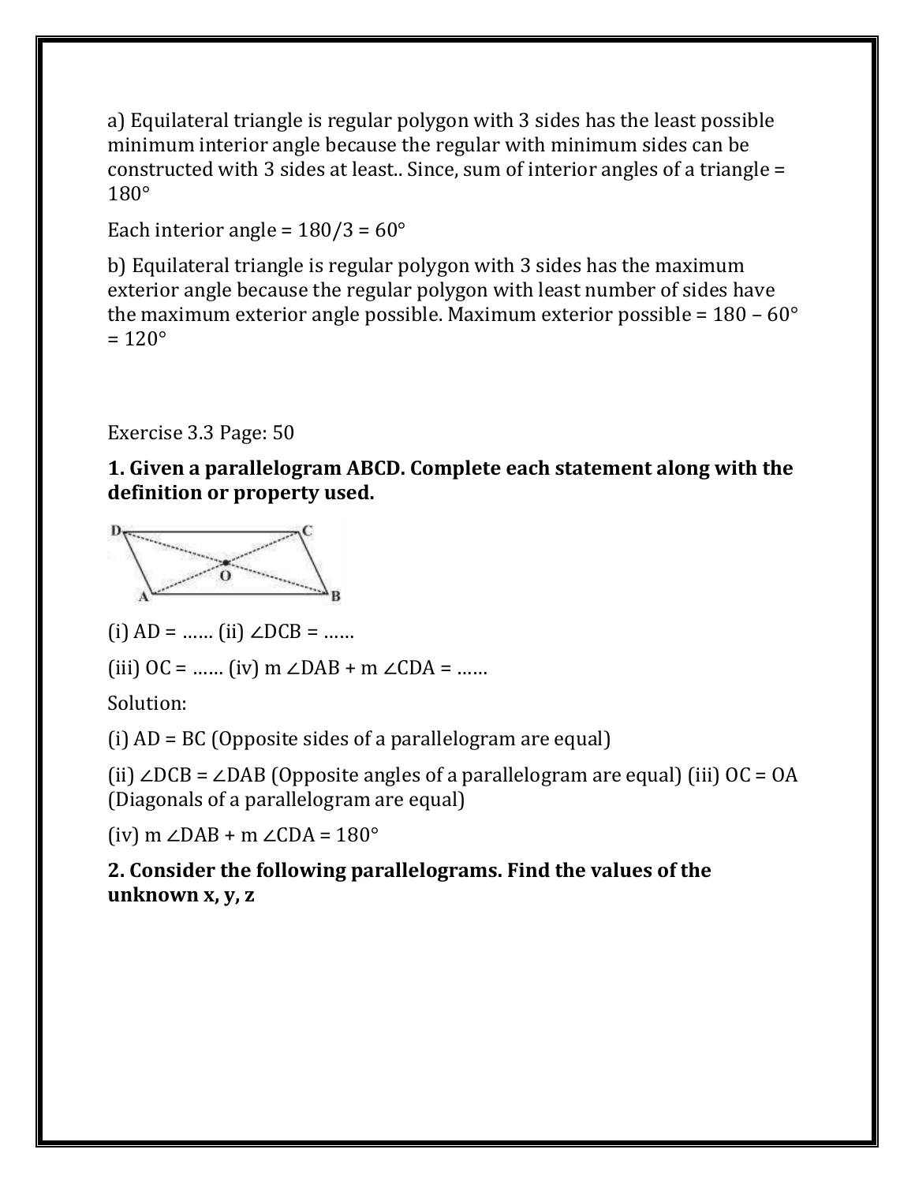a) Equilateral triangle is regular polygon with 3 sides has the least possible minimum interior angle because the regular with minimum sides can be constructed with 3 sides at least.. Since, sum of interior angles of a triangle = 180°

Each interior angle = 180/3 = 60°

b) Equilateral triangle is regular polygon with 3 sides has the maximum exterior angle because the regular polygon with least number of sides have the maximum exterior angle possible. Maximum exterior possible = 180 – 60° = 120°

Exercise 3.3 Page: 50

**1. Given a parallelogram ABCD. Complete each statement along with the definition or property used.**

(i) AD = …… (ii) ∠DCB = ……

(iii) OC = …… (iv) m ∠DAB + m ∠CDA = ……

Solution:

(i) AD = BC (Opposite sides of a parallelogram are equal)

(ii) ∠DCB = ∠DAB (Opposite angles of a parallelogram are equal) (iii) OC = OA (Diagonals of a parallelogram are equal)

(iv) m ∠DAB + m ∠CDA = 180°

**2. Consider the following parallelograms. Find the values of the unknown x, y, z**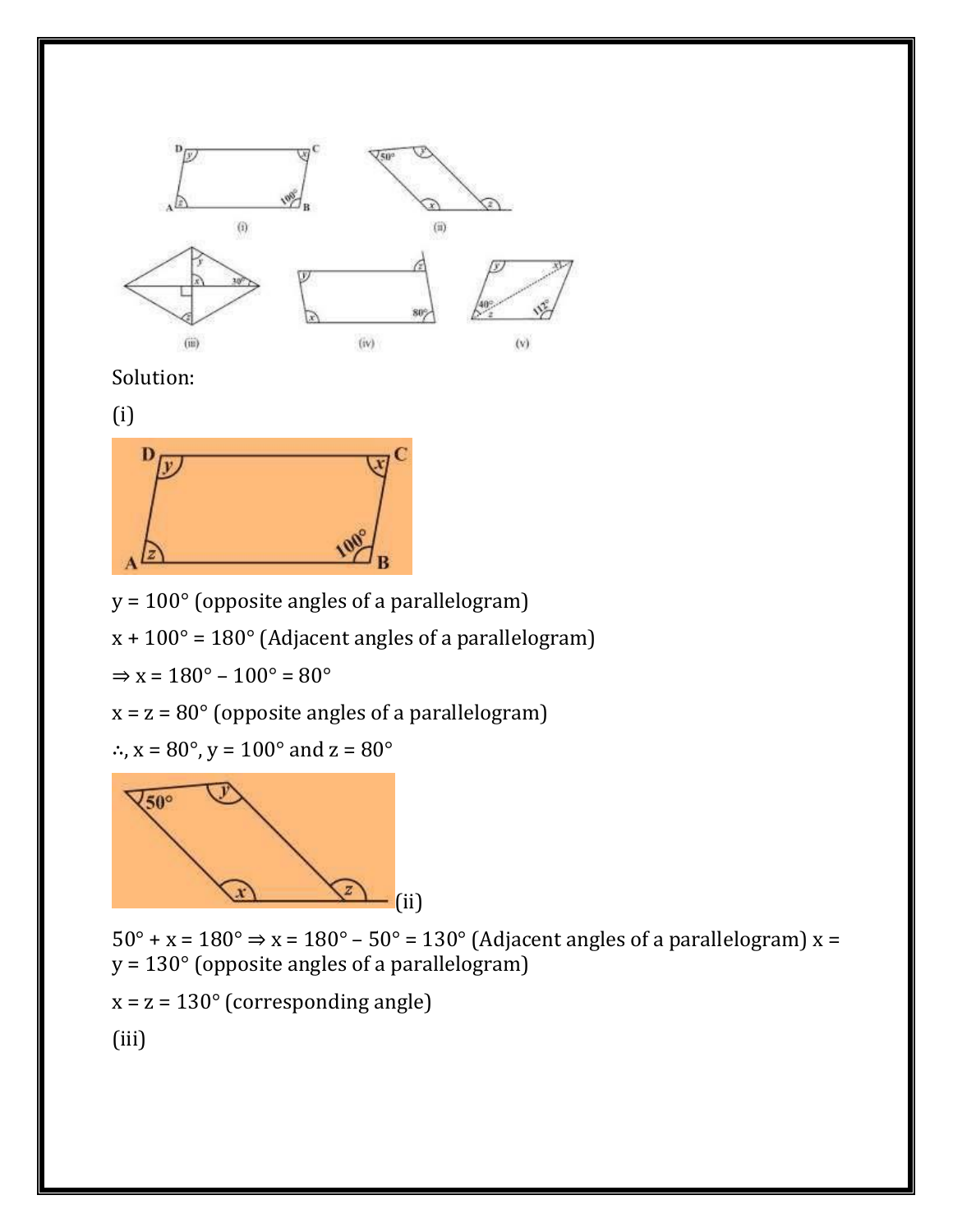Solution:

(i)

y = 100° (opposite angles of a parallelogram)

x + 100° = 180° (Adjacent angles of a parallelogram)

⇒ x = 180° – 100° = 80°

x = z = 80° (opposite angles of a parallelogram)

∴, x = 80°, y = 100° and z = 80°

(ii)

50° + x = 180° ⇒ x = 180° – 50° = 130° (Adjacent angles of a parallelogram) x = y = 130° (opposite angles of a parallelogram)

x = z = 130° (corresponding angle)

(iii)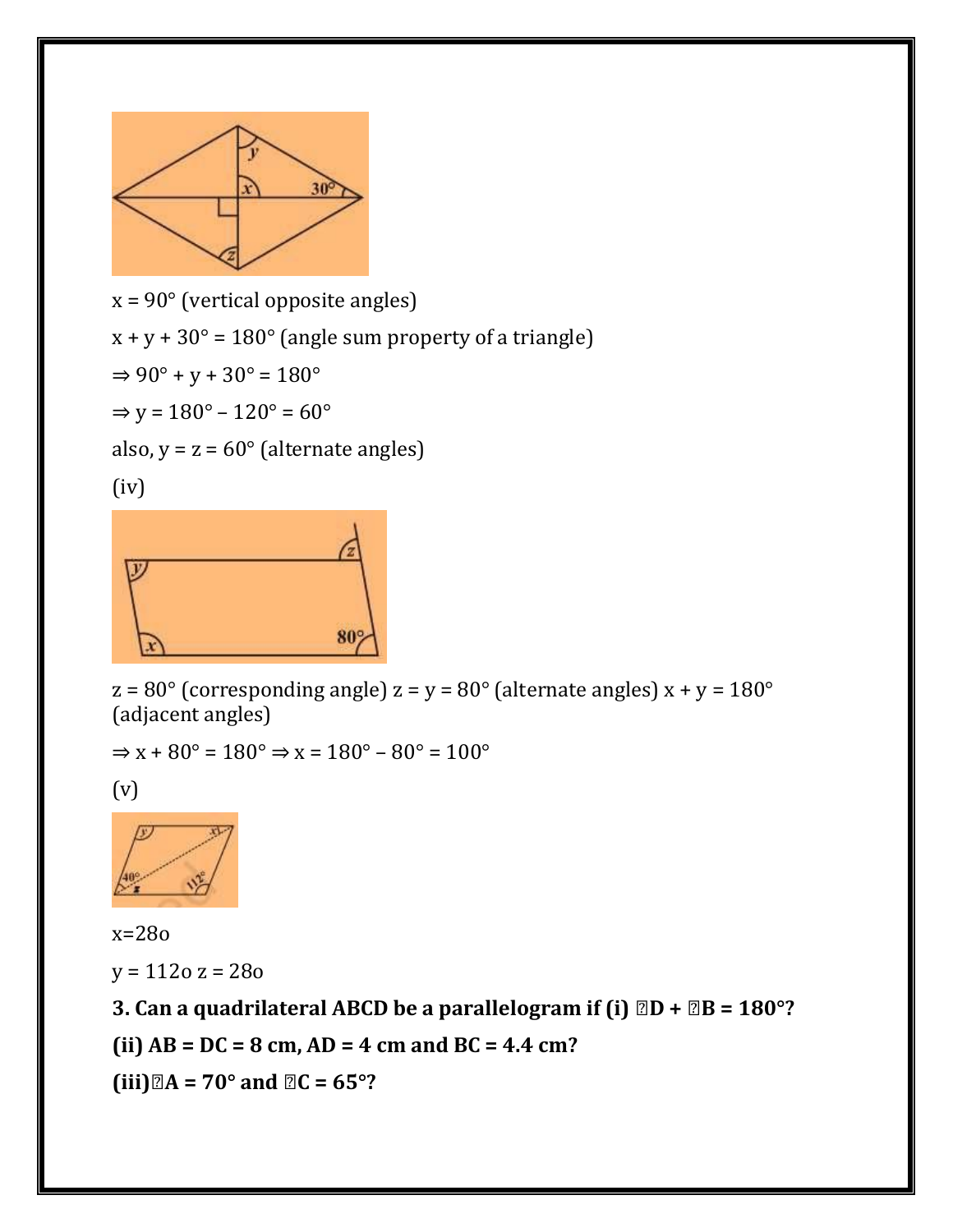$x = 90°$ (vertical opposite angles)

$x + y + 30° = 180°$ (angle sum property of a triangle)

$\Rightarrow 90° + y + 30° = 180°$

$\Rightarrow y = 180° – 120° = 60°$

also, $y = z = 60°$ (alternate angles)

(iv)

$z = 80°$ (corresponding angle) $z = y = 80°$ (alternate angles) $x + y = 180°$ (adjacent angles)

$\Rightarrow x + 80° = 180° \Rightarrow x = 180° – 80° = 100°$

(v)

x=28o

y = 112o z = 28o

**3. Can a quadrilateral ABCD be a parallelogram if (i) ∠D + ∠B = 180°?**

**(ii) AB = DC = 8 cm, AD = 4 cm and BC = 4.4 cm?**

**(iii)∠A = 70° and ∠C = 65°?**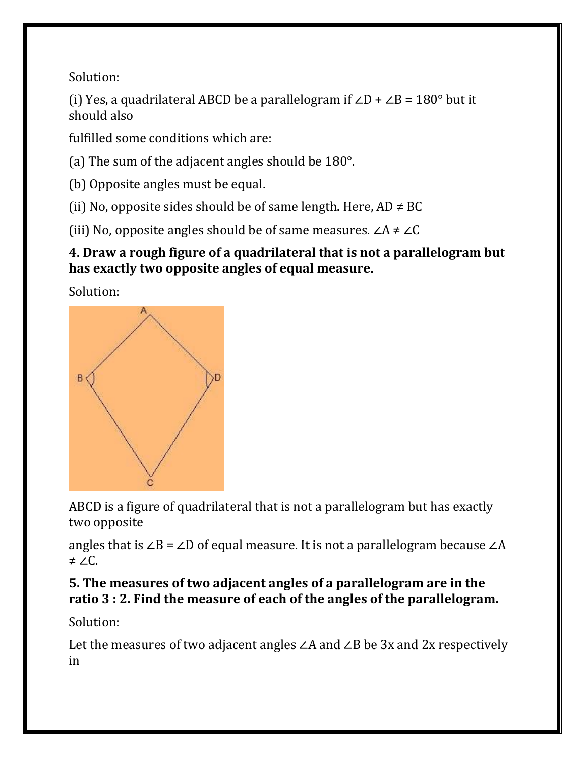Solution:

(i) Yes, a quadrilateral ABCD be a parallelogram if $\angle D + \angle B = 180°$ but it should also

fulfilled some conditions which are:

(a) The sum of the adjacent angles should be 180°.

(b) Opposite angles must be equal.

(ii) No, opposite sides should be of same length. Here, $AD \neq BC$

(iii) No, opposite angles should be of same measures. $\angle A \neq \angle C$

**4. Draw a rough figure of a quadrilateral that is not a parallelogram but has exactly two opposite angles of equal measure.**

Solution:

ABCD is a figure of quadrilateral that is not a parallelogram but has exactly two opposite

angles that is $\angle B = \angle D$ of equal measure. It is not a parallelogram because $\angle A \neq \angle C$.

**5. The measures of two adjacent angles of a parallelogram are in the ratio 3 : 2. Find the measure of each of the angles of the parallelogram.**

Solution:

Let the measures of two adjacent angles $\angle A$ and $\angle B$ be $3x$ and $2x$ respectively in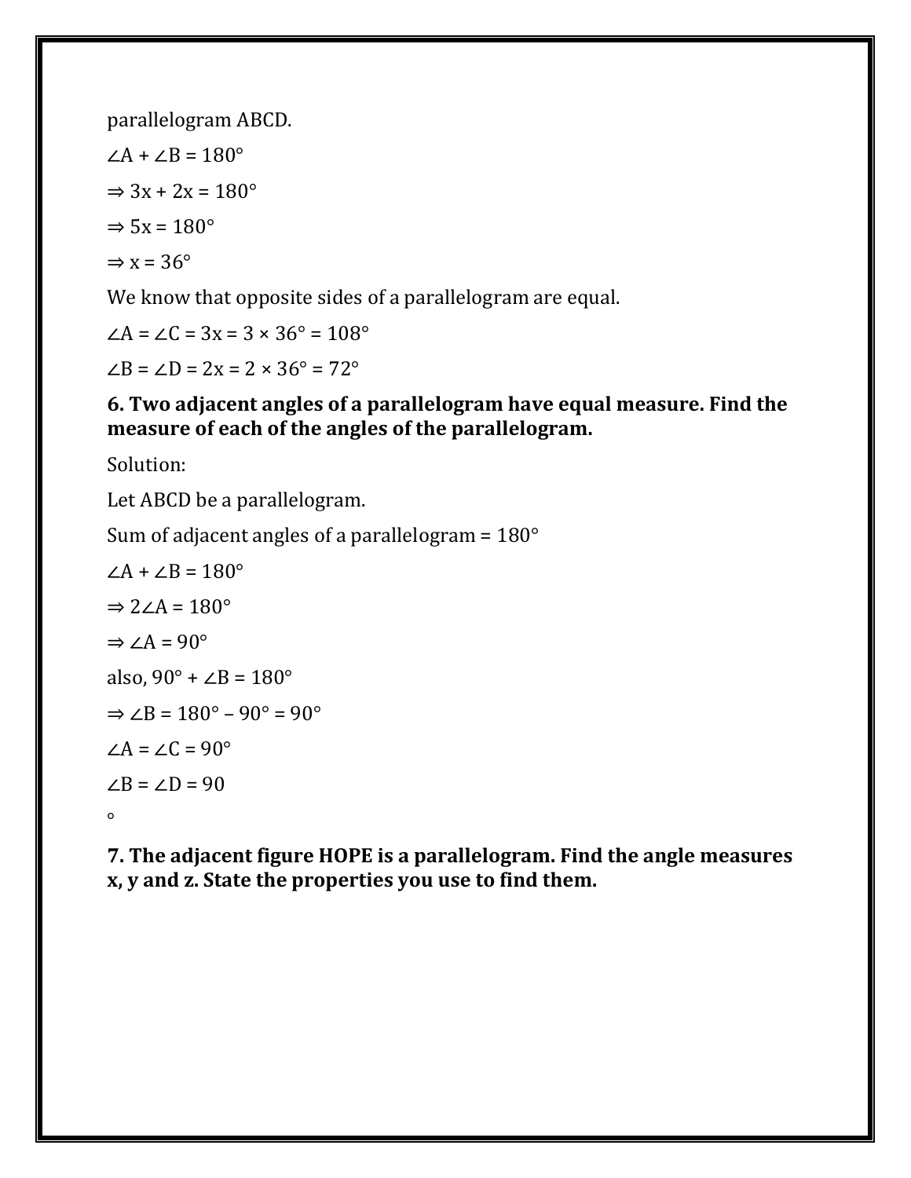parallelogram ABCD.

$\angle A + \angle B = 180°$

$\Rightarrow 3x + 2x = 180°$

$\Rightarrow 5x = 180°$

$\Rightarrow x = 36°$

We know that opposite sides of a parallelogram are equal.

$\angle A = \angle C = 3x = 3 \times 36° = 108°$

$\angle B = \angle D = 2x = 2 \times 36° = 72°$

**6. Two adjacent angles of a parallelogram have equal measure. Find the measure of each of the angles of the parallelogram.**

Solution:

Let ABCD be a parallelogram.

Sum of adjacent angles of a parallelogram = 180°

$\angle A + \angle B = 180°$

$\Rightarrow 2\angle A = 180°$

$\Rightarrow \angle A = 90°$

also, $90° + \angle B = 180°$

$\Rightarrow \angle B = 180° - 90° = 90°$

$\angle A = \angle C = 90°$

$\angle B = \angle D = 90$

°

**7. The adjacent figure HOPE is a parallelogram. Find the angle measures x, y and z. State the properties you use to find them.**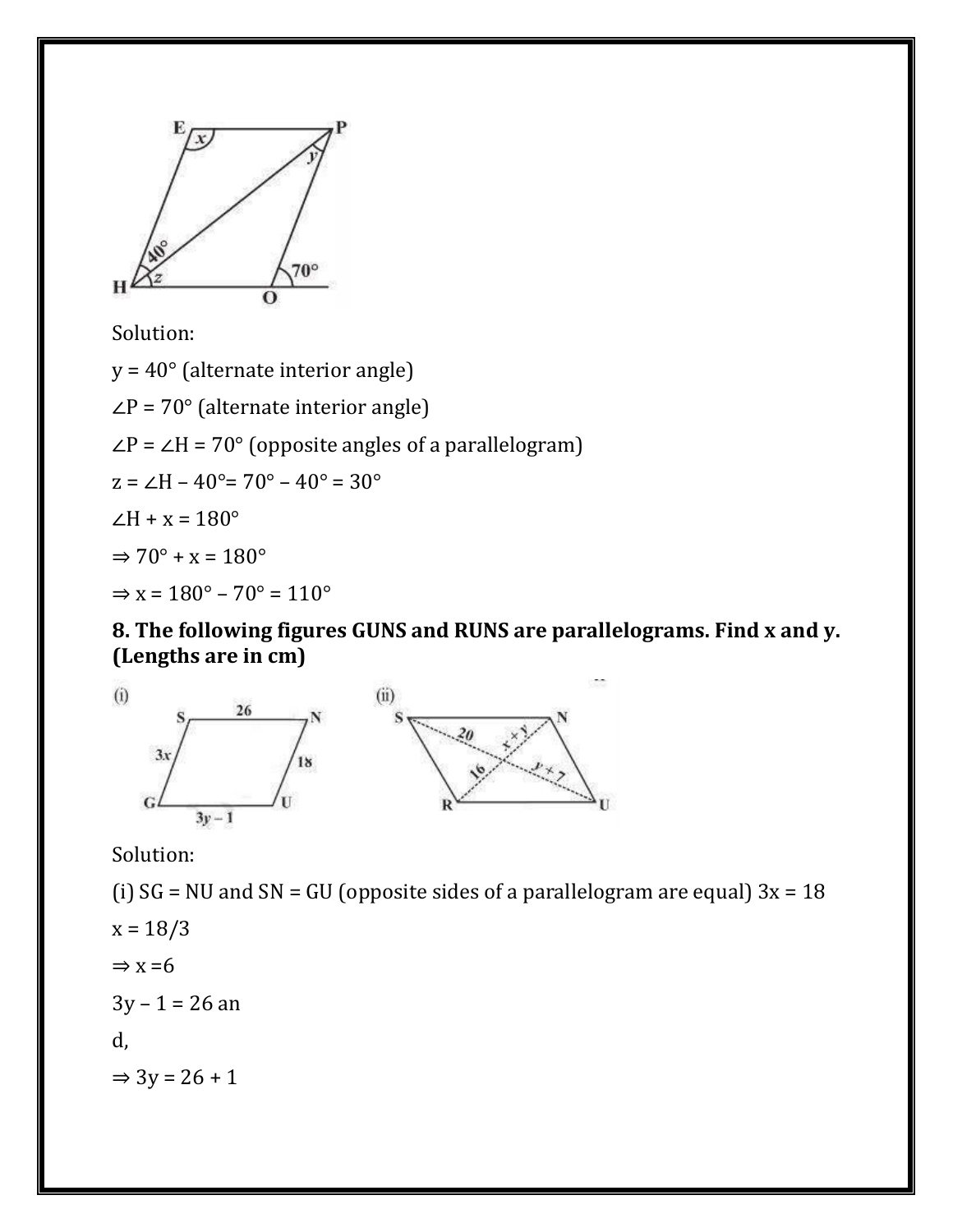Solution:

$y = 40°$ (alternate interior angle)

$\angle P = 70°$ (alternate interior angle)

$\angle P = \angle H = 70°$ (opposite angles of a parallelogram)

$z = \angle H - 40° = 70° - 40° = 30°$

$\angle H + x = 180°$

$\Rightarrow 70° + x = 180°$

$\Rightarrow x = 180° - 70° = 110°$

**8. The following figures GUNS and RUNS are parallelograms. Find x and y. (Lengths are in cm)**

Solution:

(i) SG = NU and SN = GU (opposite sides of a parallelogram are equal) $3x = 18$

$x = 18/3$

$\Rightarrow x = 6$

$3y - 1 = 26$ an

d,

$\Rightarrow 3y = 26 + 1$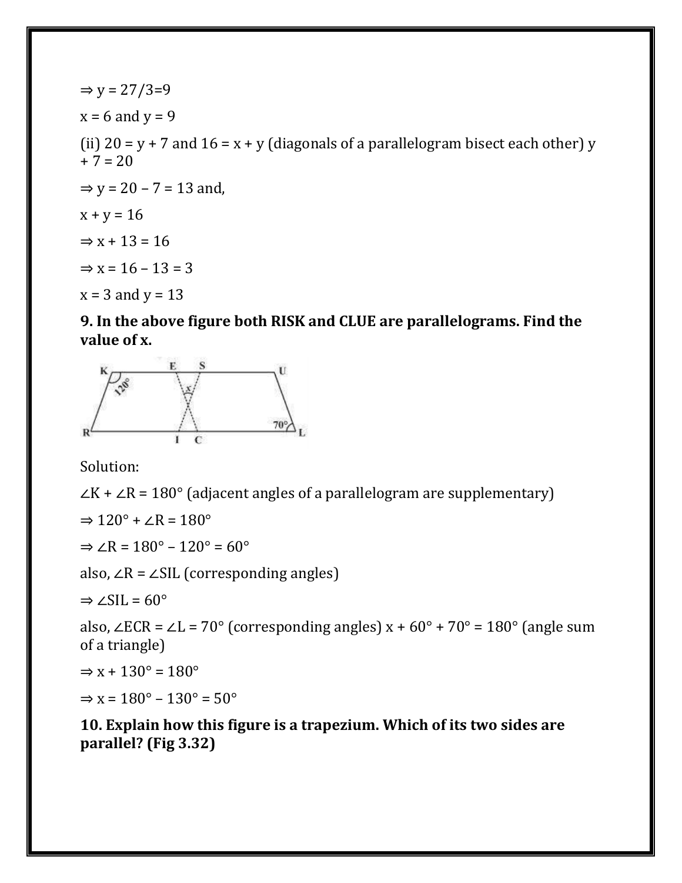$\Rightarrow y = 27/3 = 9$

$x = 6$ and $y = 9$

(ii) $20 = y + 7$ and $16 = x + y$ (diagonals of a parallelogram bisect each other) $y + 7 = 20$

$\Rightarrow y = 20 - 7 = 13$ and,

$x + y = 16$

$\Rightarrow x + 13 = 16$

$\Rightarrow x = 16 - 13 = 3$

$x = 3$ and $y = 13$

**9. In the above figure both RISK and CLUE are parallelograms. Find the value of x.**

Solution:

$\angle K + \angle R = 180°$ (adjacent angles of a parallelogram are supplementary)

$\Rightarrow 120° + \angle R = 180°$

$\Rightarrow \angle R = 180° - 120° = 60°$

also, $\angle R = \angle SIL$ (corresponding angles)

$\Rightarrow \angle SIL = 60°$

also, $\angle ECR = \angle L = 70°$ (corresponding angles) $x + 60° + 70° = 180°$ (angle sum of a triangle)

$\Rightarrow x + 130° = 180°$

$\Rightarrow x = 180° - 130° = 50°$

**10. Explain how this figure is a trapezium. Which of its two sides are parallel? (Fig 3.32)**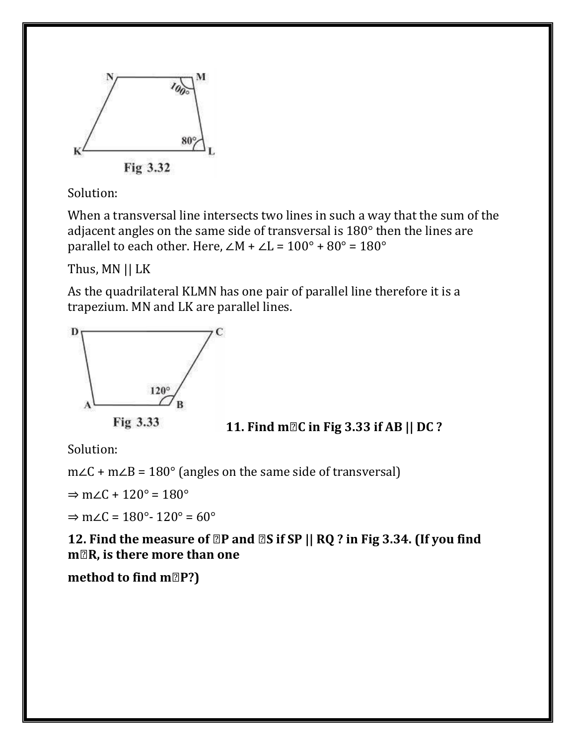Fig 3.32

Solution:

When a transversal line intersects two lines in such a way that the sum of the adjacent angles on the same side of transversal is 180° then the lines are parallel to each other. Here, $\angle M + \angle L = 100° + 80° = 180°$

Thus, MN || LK

As the quadrilateral KLMN has one pair of parallel line therefore it is a trapezium. MN and LK are parallel lines.

Fig 3.33

**11. Find m∠C in Fig 3.33 if AB || DC ?**

Solution:

$m\angle C + m\angle B = 180°$ (angles on the same side of transversal)

$\Rightarrow m\angle C + 120° = 180°$

$\Rightarrow m\angle C = 180° - 120° = 60°$

**12. Find the measure of ∠P and ∠S if SP || RQ ? in Fig 3.34. (If you find m∠R, is there more than one**

**method to find m∠P?)**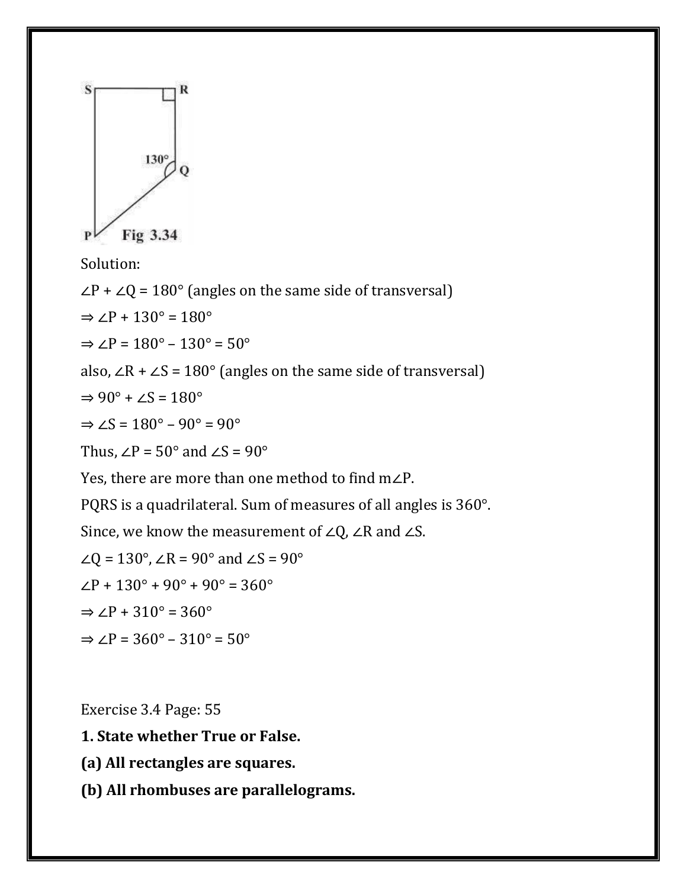Fig 3.34

Solution:

$\angle P + \angle Q = 180°$ (angles on the same side of transversal)

$\Rightarrow \angle P + 130° = 180°$

$\Rightarrow \angle P = 180° - 130° = 50°$

also, $\angle R + \angle S = 180°$ (angles on the same side of transversal)

$\Rightarrow 90° + \angle S = 180°$

$\Rightarrow \angle S = 180° - 90° = 90°$

Thus, $\angle P = 50°$ and $\angle S = 90°$

Yes, there are more than one method to find $m\angle P$.

PQRS is a quadrilateral. Sum of measures of all angles is 360°.

Since, we know the measurement of $\angle Q$, $\angle R$ and $\angle S$.

$\angle Q = 130°$, $\angle R = 90°$ and $\angle S = 90°$

$\angle P + 130° + 90° + 90° = 360°$

$\Rightarrow \angle P + 310° = 360°$

$\Rightarrow \angle P = 360° - 310° = 50°$

Exercise 3.4 Page: 55

**1. State whether True or False.**

**(a) All rectangles are squares.**

**(b) All rhombuses are parallelograms.**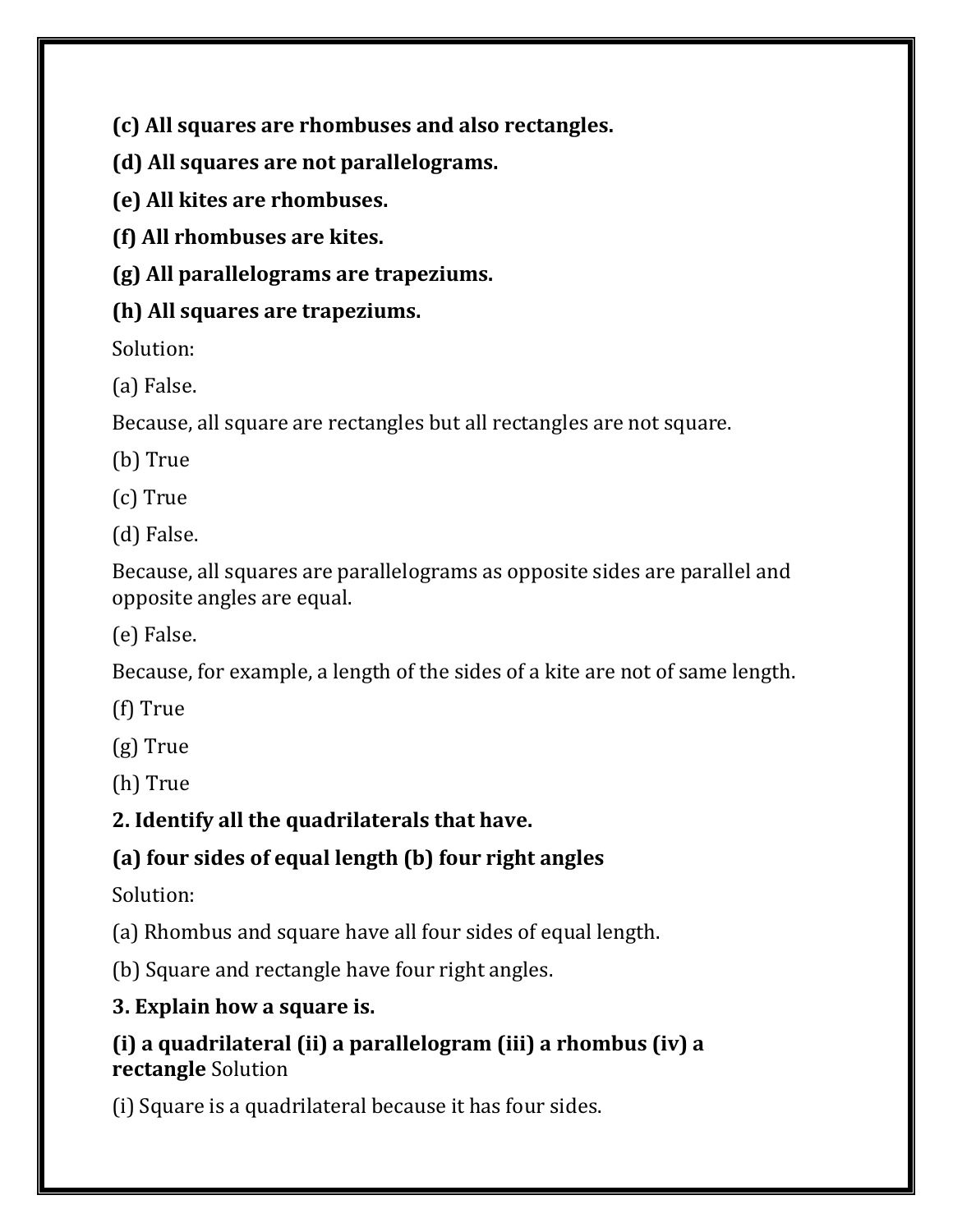**(c) All squares are rhombuses and also rectangles.**

**(d) All squares are not parallelograms.**

**(e) All kites are rhombuses.**

**(f) All rhombuses are kites.**

**(g) All parallelograms are trapeziums.**

**(h) All squares are trapeziums.**

Solution:

(a) False.

Because, all square are rectangles but all rectangles are not square.

(b) True

(c) True

(d) False.

Because, all squares are parallelograms as opposite sides are parallel and opposite angles are equal.

(e) False.

Because, for example, a length of the sides of a kite are not of same length.

(f) True

(g) True

(h) True

**2. Identify all the quadrilaterals that have.**

**(a) four sides of equal length (b) four right angles**

Solution:

(a) Rhombus and square have all four sides of equal length.

(b) Square and rectangle have four right angles.

**3. Explain how a square is.**

**(i) a quadrilateral (ii) a parallelogram (iii) a rhombus (iv) a rectangle** Solution

(i) Square is a quadrilateral because it has four sides.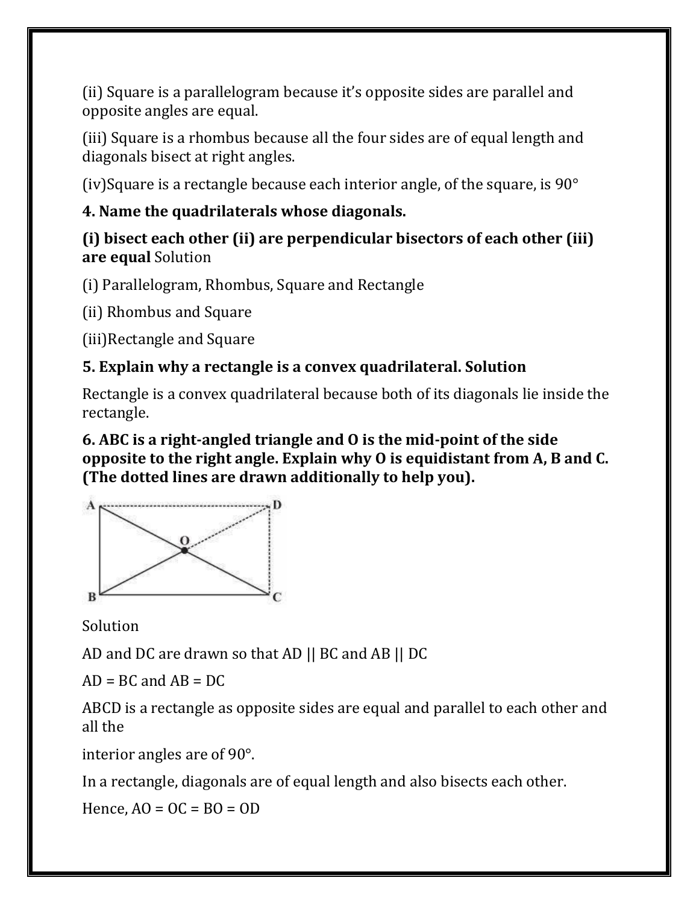(ii) Square is a parallelogram because it's opposite sides are parallel and opposite angles are equal.

(iii) Square is a rhombus because all the four sides are of equal length and diagonals bisect at right angles.

(iv)Square is a rectangle because each interior angle, of the square, is 90°

**4. Name the quadrilaterals whose diagonals.**

**(i) bisect each other (ii) are perpendicular bisectors of each other (iii) are equal** Solution

(i) Parallelogram, Rhombus, Square and Rectangle

(ii) Rhombus and Square

(iii)Rectangle and Square

**5. Explain why a rectangle is a convex quadrilateral. Solution**

Rectangle is a convex quadrilateral because both of its diagonals lie inside the rectangle.

**6. ABC is a right-angled triangle and O is the mid-point of the side opposite to the right angle. Explain why O is equidistant from A, B and C. (The dotted lines are drawn additionally to help you).**

Solution

AD and DC are drawn so that AD || BC and AB || DC

AD = BC and AB = DC

ABCD is a rectangle as opposite sides are equal and parallel to each other and all the

interior angles are of 90°.

In a rectangle, diagonals are of equal length and also bisects each other.

Hence, AO = OC = BO = OD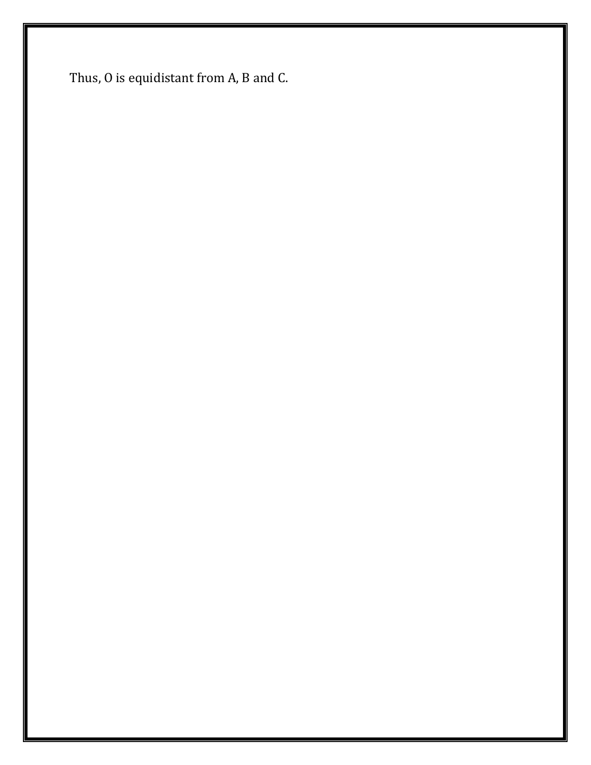Thus, O is equidistant from A, B and C.